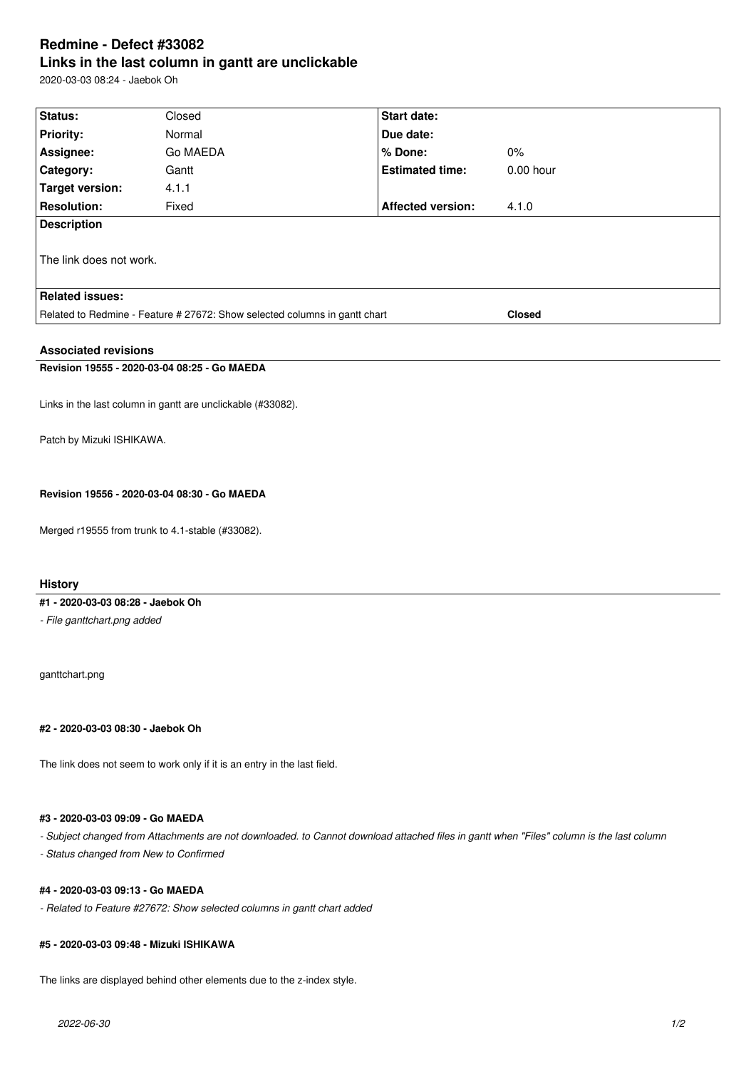# Redmine - Defect #33082

## Links in the last column in gantt are unclickable

2020-03-03 08:24 - Jaebok Oh

| **Status:** | Closed | **Start date:** | |
|---|---|---|---|
| **Priority:** | Normal | **Due date:** | |
| **Assignee:** | Go MAEDA | **% Done:** | 0% |
| **Category:** | Gantt | **Estimated time:** | 0.00 hour |
| **Target version:** | 4.1.1 | | |
| **Resolution:** | Fixed | **Affected version:** | 4.1.0 |

**Description**

The link does not work.

**Related issues:**

| | |
|---|---|
| Related to Redmine - Feature # 27672: Show selected columns in gantt chart | **Closed** |

### Associated revisions

**Revision 19555 - 2020-03-04 08:25 - Go MAEDA**

Links in the last column in gantt are unclickable (#33082).

Patch by Mizuki ISHIKAWA.

**Revision 19556 - 2020-03-04 08:30 - Go MAEDA**

Merged r19555 from trunk to 4.1-stable (#33082).

### History

**#1 - 2020-03-03 08:28 - Jaebok Oh**

*- File ganttchart.png added*

ganttchart.png

**#2 - 2020-03-03 08:30 - Jaebok Oh**

The link does not seem to work only if it is an entry in the last field.

**#3 - 2020-03-03 09:09 - Go MAEDA**

*- Subject changed from Attachments are not downloaded. to Cannot download attached files in gantt when "Files" column is the last column*

*- Status changed from New to Confirmed*

**#4 - 2020-03-03 09:13 - Go MAEDA**

*- Related to Feature #27672: Show selected columns in gantt chart added*

**#5 - 2020-03-03 09:48 - Mizuki ISHIKAWA**

The links are displayed behind other elements due to the z-index style.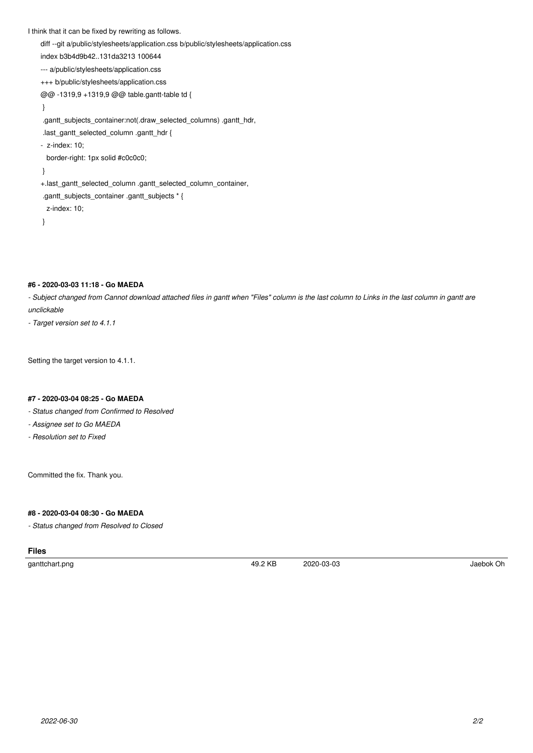I think that it can be fixed by rewriting as follows.

```
diff --git a/public/stylesheets/application.css b/public/stylesheets/application.css
index b3b4d9b42..131da3213 100644
--- a/public/stylesheets/application.css
+++ b/public/stylesheets/application.css
@@ -1319,9 +1319,9 @@ table.gantt-table td {
 }
 .gantt_subjects_container:not(.draw_selected_columns) .gantt_hdr,
 .last_gantt_selected_column .gantt_hdr {
-  z-index: 10;
   border-right: 1px solid #c0c0c0;
 }
+.last_gantt_selected_column .gantt_selected_column_container,
 .gantt_subjects_container .gantt_subjects * {
   z-index: 10;
 }
```

#### #6 - 2020-03-03 11:18 - Go MAEDA

*- Subject changed from Cannot download attached files in gantt when "Files" column is the last column to Links in the last column in gantt are unclickable*

*- Target version set to 4.1.1*

Setting the target version to 4.1.1.

#### #7 - 2020-03-04 08:25 - Go MAEDA

*- Status changed from Confirmed to Resolved*

*- Assignee set to Go MAEDA*

*- Resolution set to Fixed*

Committed the fix. Thank you.

#### #8 - 2020-03-04 08:30 - Go MAEDA

*- Status changed from Resolved to Closed*

### Files

| | | | |
|---|---|---|---|
| ganttchart.png | 49.2 KB | 2020-03-03 | Jaebok Oh |